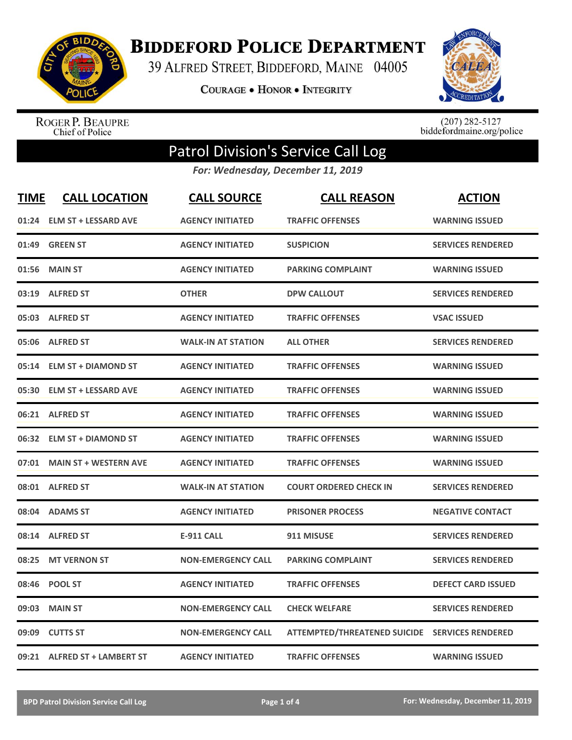# Biddeford Police Department

39 Alfred Street, Biddeford, Maine 04005

Courage • Honor • Integrity

Roger P. Beaupre
Chief of Police

(207) 282-5127
biddefordmaine.org/police

## Patrol Division's Service Call Log

*For: Wednesday, December 11, 2019*

| TIME | CALL LOCATION | CALL SOURCE | CALL REASON | ACTION |
|---|---|---|---|---|
| 01:24 | ELM ST + LESSARD AVE | AGENCY INITIATED | TRAFFIC OFFENSES | WARNING ISSUED |
| 01:49 | GREEN ST | AGENCY INITIATED | SUSPICION | SERVICES RENDERED |
| 01:56 | MAIN ST | AGENCY INITIATED | PARKING COMPLAINT | WARNING ISSUED |
| 03:19 | ALFRED ST | OTHER | DPW CALLOUT | SERVICES RENDERED |
| 05:03 | ALFRED ST | AGENCY INITIATED | TRAFFIC OFFENSES | VSAC ISSUED |
| 05:06 | ALFRED ST | WALK-IN AT STATION | ALL OTHER | SERVICES RENDERED |
| 05:14 | ELM ST + DIAMOND ST | AGENCY INITIATED | TRAFFIC OFFENSES | WARNING ISSUED |
| 05:30 | ELM ST + LESSARD AVE | AGENCY INITIATED | TRAFFIC OFFENSES | WARNING ISSUED |
| 06:21 | ALFRED ST | AGENCY INITIATED | TRAFFIC OFFENSES | WARNING ISSUED |
| 06:32 | ELM ST + DIAMOND ST | AGENCY INITIATED | TRAFFIC OFFENSES | WARNING ISSUED |
| 07:01 | MAIN ST + WESTERN AVE | AGENCY INITIATED | TRAFFIC OFFENSES | WARNING ISSUED |
| 08:01 | ALFRED ST | WALK-IN AT STATION | COURT ORDERED CHECK IN | SERVICES RENDERED |
| 08:04 | ADAMS ST | AGENCY INITIATED | PRISONER PROCESS | NEGATIVE CONTACT |
| 08:14 | ALFRED ST | E-911 CALL | 911 MISUSE | SERVICES RENDERED |
| 08:25 | MT VERNON ST | NON-EMERGENCY CALL | PARKING COMPLAINT | SERVICES RENDERED |
| 08:46 | POOL ST | AGENCY INITIATED | TRAFFIC OFFENSES | DEFECT CARD ISSUED |
| 09:03 | MAIN ST | NON-EMERGENCY CALL | CHECK WELFARE | SERVICES RENDERED |
| 09:09 | CUTTS ST | NON-EMERGENCY CALL | ATTEMPTED/THREATENED SUICIDE | SERVICES RENDERED |
| 09:21 | ALFRED ST + LAMBERT ST | AGENCY INITIATED | TRAFFIC OFFENSES | WARNING ISSUED |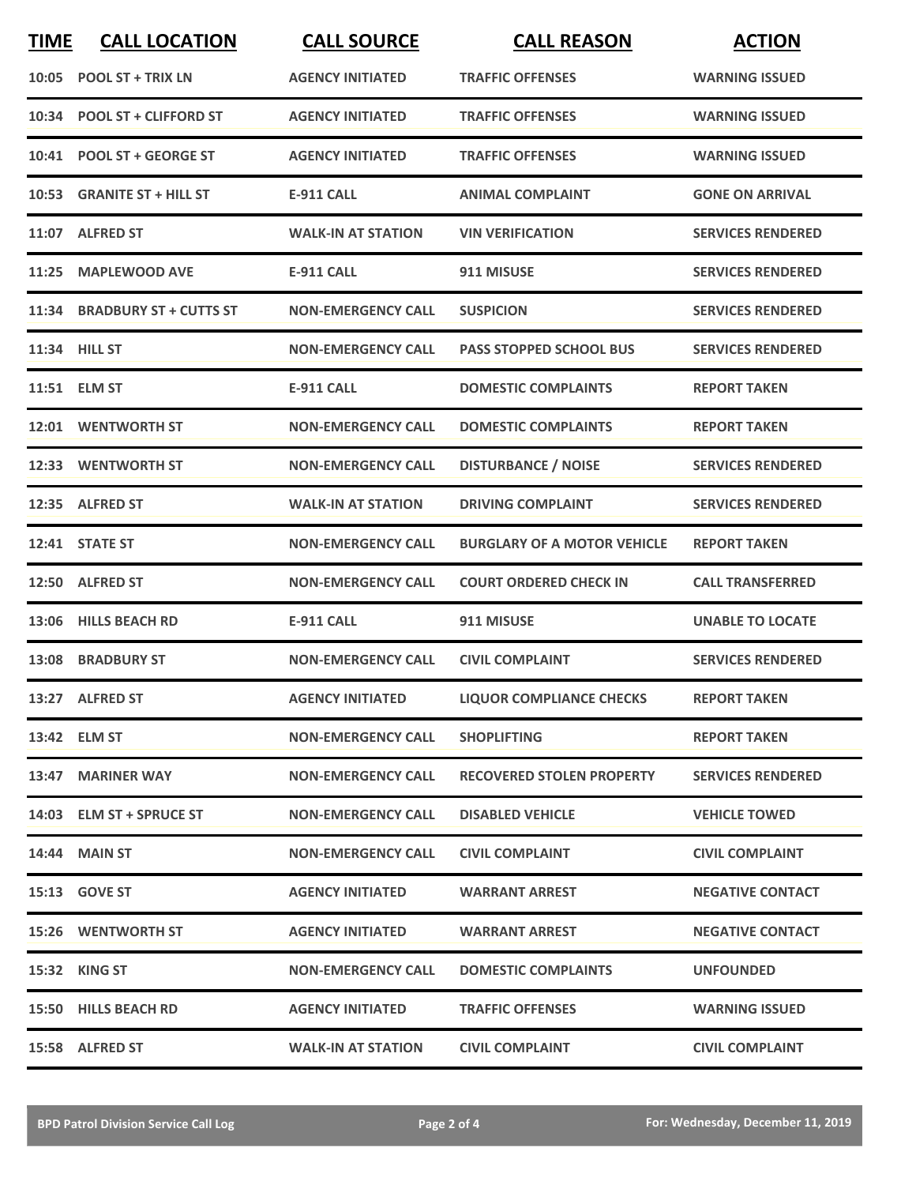| TIME | CALL LOCATION | CALL SOURCE | CALL REASON | ACTION |
| --- | --- | --- | --- | --- |
| 10:05 | POOL ST + TRIX LN | AGENCY INITIATED | TRAFFIC OFFENSES | WARNING ISSUED |
| 10:34 | POOL ST + CLIFFORD ST | AGENCY INITIATED | TRAFFIC OFFENSES | WARNING ISSUED |
| 10:41 | POOL ST + GEORGE ST | AGENCY INITIATED | TRAFFIC OFFENSES | WARNING ISSUED |
| 10:53 | GRANITE ST + HILL ST | E-911 CALL | ANIMAL COMPLAINT | GONE ON ARRIVAL |
| 11:07 | ALFRED ST | WALK-IN AT STATION | VIN VERIFICATION | SERVICES RENDERED |
| 11:25 | MAPLEWOOD AVE | E-911 CALL | 911 MISUSE | SERVICES RENDERED |
| 11:34 | BRADBURY ST + CUTTS ST | NON-EMERGENCY CALL | SUSPICION | SERVICES RENDERED |
| 11:34 | HILL ST | NON-EMERGENCY CALL | PASS STOPPED SCHOOL BUS | SERVICES RENDERED |
| 11:51 | ELM ST | E-911 CALL | DOMESTIC COMPLAINTS | REPORT TAKEN |
| 12:01 | WENTWORTH ST | NON-EMERGENCY CALL | DOMESTIC COMPLAINTS | REPORT TAKEN |
| 12:33 | WENTWORTH ST | NON-EMERGENCY CALL | DISTURBANCE / NOISE | SERVICES RENDERED |
| 12:35 | ALFRED ST | WALK-IN AT STATION | DRIVING COMPLAINT | SERVICES RENDERED |
| 12:41 | STATE ST | NON-EMERGENCY CALL | BURGLARY OF A MOTOR VEHICLE | REPORT TAKEN |
| 12:50 | ALFRED ST | NON-EMERGENCY CALL | COURT ORDERED CHECK IN | CALL TRANSFERRED |
| 13:06 | HILLS BEACH RD | E-911 CALL | 911 MISUSE | UNABLE TO LOCATE |
| 13:08 | BRADBURY ST | NON-EMERGENCY CALL | CIVIL COMPLAINT | SERVICES RENDERED |
| 13:27 | ALFRED ST | AGENCY INITIATED | LIQUOR COMPLIANCE CHECKS | REPORT TAKEN |
| 13:42 | ELM ST | NON-EMERGENCY CALL | SHOPLIFTING | REPORT TAKEN |
| 13:47 | MARINER WAY | NON-EMERGENCY CALL | RECOVERED STOLEN PROPERTY | SERVICES RENDERED |
| 14:03 | ELM ST + SPRUCE ST | NON-EMERGENCY CALL | DISABLED VEHICLE | VEHICLE TOWED |
| 14:44 | MAIN ST | NON-EMERGENCY CALL | CIVIL COMPLAINT | CIVIL COMPLAINT |
| 15:13 | GOVE ST | AGENCY INITIATED | WARRANT ARREST | NEGATIVE CONTACT |
| 15:26 | WENTWORTH ST | AGENCY INITIATED | WARRANT ARREST | NEGATIVE CONTACT |
| 15:32 | KING ST | NON-EMERGENCY CALL | DOMESTIC COMPLAINTS | UNFOUNDED |
| 15:50 | HILLS BEACH RD | AGENCY INITIATED | TRAFFIC OFFENSES | WARNING ISSUED |
| 15:58 | ALFRED ST | WALK-IN AT STATION | CIVIL COMPLAINT | CIVIL COMPLAINT |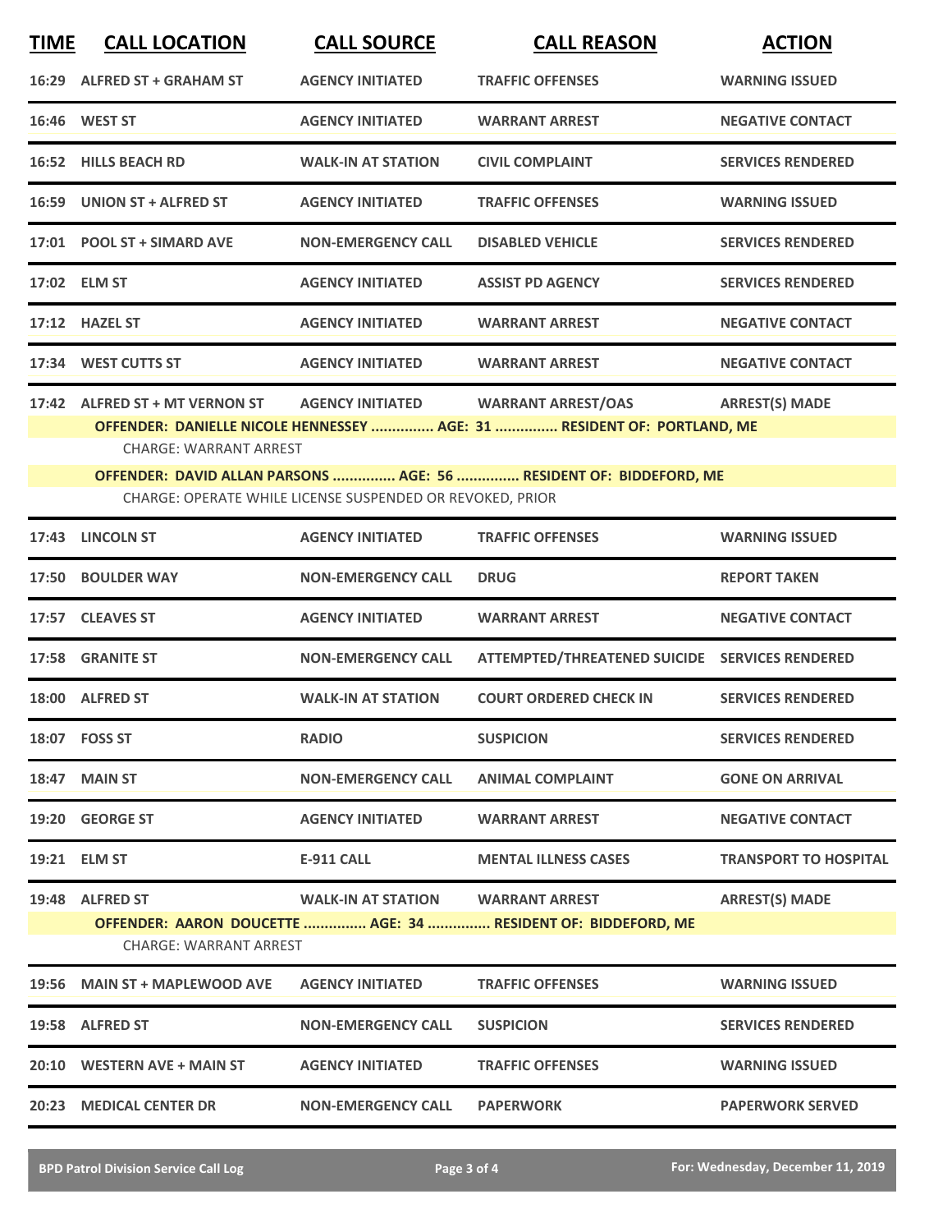| TIME | CALL LOCATION | CALL SOURCE | CALL REASON | ACTION |
|---|---|---|---|---|
| 16:29 | ALFRED ST + GRAHAM ST | AGENCY INITIATED | TRAFFIC OFFENSES | WARNING ISSUED |
| 16:46 | WEST ST | AGENCY INITIATED | WARRANT ARREST | NEGATIVE CONTACT |
| 16:52 | HILLS BEACH RD | WALK-IN AT STATION | CIVIL COMPLAINT | SERVICES RENDERED |
| 16:59 | UNION ST + ALFRED ST | AGENCY INITIATED | TRAFFIC OFFENSES | WARNING ISSUED |
| 17:01 | POOL ST + SIMARD AVE | NON-EMERGENCY CALL | DISABLED VEHICLE | SERVICES RENDERED |
| 17:02 | ELM ST | AGENCY INITIATED | ASSIST PD AGENCY | SERVICES RENDERED |
| 17:12 | HAZEL ST | AGENCY INITIATED | WARRANT ARREST | NEGATIVE CONTACT |
| 17:34 | WEST CUTTS ST | AGENCY INITIATED | WARRANT ARREST | NEGATIVE CONTACT |
| 17:42 | ALFRED ST + MT VERNON ST | AGENCY INITIATED | WARRANT ARREST/OAS | ARREST(S) MADE |

**OFFENDER: DANIELLE NICOLE HENNESSEY ............... AGE: 31 ............... RESIDENT OF: PORTLAND, ME**

CHARGE: WARRANT ARREST

**OFFENDER: DAVID ALLAN PARSONS ............... AGE: 56 ............... RESIDENT OF: BIDDEFORD, ME**

CHARGE: OPERATE WHILE LICENSE SUSPENDED OR REVOKED, PRIOR

| TIME | CALL LOCATION | CALL SOURCE | CALL REASON | ACTION |
|---|---|---|---|---|
| 17:43 | LINCOLN ST | AGENCY INITIATED | TRAFFIC OFFENSES | WARNING ISSUED |
| 17:50 | BOULDER WAY | NON-EMERGENCY CALL | DRUG | REPORT TAKEN |
| 17:57 | CLEAVES ST | AGENCY INITIATED | WARRANT ARREST | NEGATIVE CONTACT |
| 17:58 | GRANITE ST | NON-EMERGENCY CALL | ATTEMPTED/THREATENED SUICIDE | SERVICES RENDERED |
| 18:00 | ALFRED ST | WALK-IN AT STATION | COURT ORDERED CHECK IN | SERVICES RENDERED |
| 18:07 | FOSS ST | RADIO | SUSPICION | SERVICES RENDERED |
| 18:47 | MAIN ST | NON-EMERGENCY CALL | ANIMAL COMPLAINT | GONE ON ARRIVAL |
| 19:20 | GEORGE ST | AGENCY INITIATED | WARRANT ARREST | NEGATIVE CONTACT |
| 19:21 | ELM ST | E-911 CALL | MENTAL ILLNESS CASES | TRANSPORT TO HOSPITAL |
| 19:48 | ALFRED ST | WALK-IN AT STATION | WARRANT ARREST | ARREST(S) MADE |

**OFFENDER: AARON DOUCETTE ............... AGE: 34 ............... RESIDENT OF: BIDDEFORD, ME**

CHARGE: WARRANT ARREST

| TIME | CALL LOCATION | CALL SOURCE | CALL REASON | ACTION |
|---|---|---|---|---|
| 19:56 | MAIN ST + MAPLEWOOD AVE | AGENCY INITIATED | TRAFFIC OFFENSES | WARNING ISSUED |
| 19:58 | ALFRED ST | NON-EMERGENCY CALL | SUSPICION | SERVICES RENDERED |
| 20:10 | WESTERN AVE + MAIN ST | AGENCY INITIATED | TRAFFIC OFFENSES | WARNING ISSUED |
| 20:23 | MEDICAL CENTER DR | NON-EMERGENCY CALL | PAPERWORK | PAPERWORK SERVED |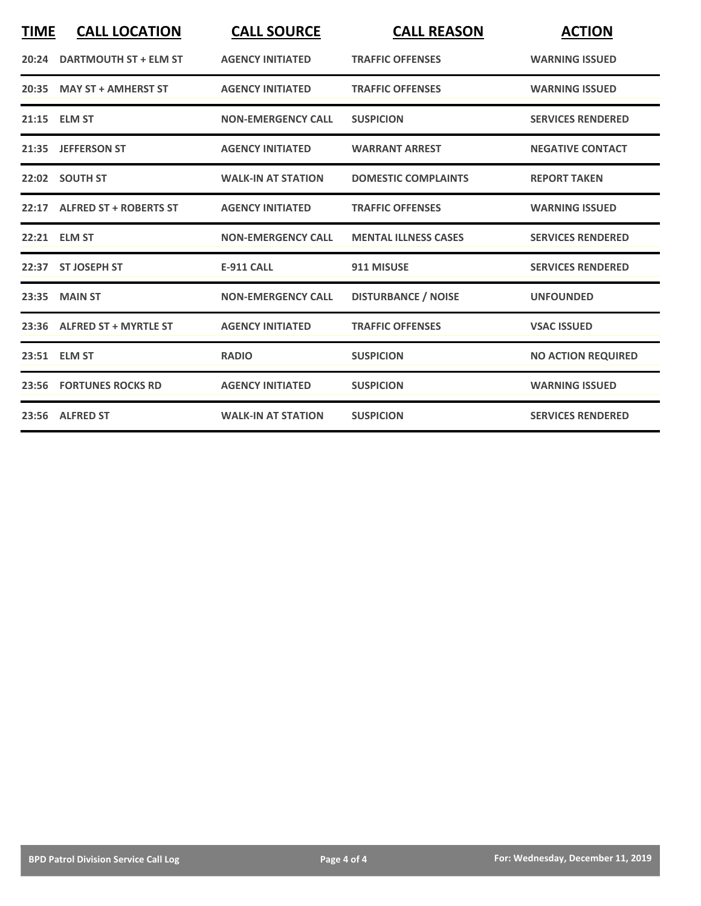| TIME | CALL LOCATION | CALL SOURCE | CALL REASON | ACTION |
|---|---|---|---|---|
| 20:24 | DARTMOUTH ST + ELM ST | AGENCY INITIATED | TRAFFIC OFFENSES | WARNING ISSUED |
| 20:35 | MAY ST + AMHERST ST | AGENCY INITIATED | TRAFFIC OFFENSES | WARNING ISSUED |
| 21:15 | ELM ST | NON-EMERGENCY CALL | SUSPICION | SERVICES RENDERED |
| 21:35 | JEFFERSON ST | AGENCY INITIATED | WARRANT ARREST | NEGATIVE CONTACT |
| 22:02 | SOUTH ST | WALK-IN AT STATION | DOMESTIC COMPLAINTS | REPORT TAKEN |
| 22:17 | ALFRED ST + ROBERTS ST | AGENCY INITIATED | TRAFFIC OFFENSES | WARNING ISSUED |
| 22:21 | ELM ST | NON-EMERGENCY CALL | MENTAL ILLNESS CASES | SERVICES RENDERED |
| 22:37 | ST JOSEPH ST | E-911 CALL | 911 MISUSE | SERVICES RENDERED |
| 23:35 | MAIN ST | NON-EMERGENCY CALL | DISTURBANCE / NOISE | UNFOUNDED |
| 23:36 | ALFRED ST + MYRTLE ST | AGENCY INITIATED | TRAFFIC OFFENSES | VSAC ISSUED |
| 23:51 | ELM ST | RADIO | SUSPICION | NO ACTION REQUIRED |
| 23:56 | FORTUNES ROCKS RD | AGENCY INITIATED | SUSPICION | WARNING ISSUED |
| 23:56 | ALFRED ST | WALK-IN AT STATION | SUSPICION | SERVICES RENDERED |